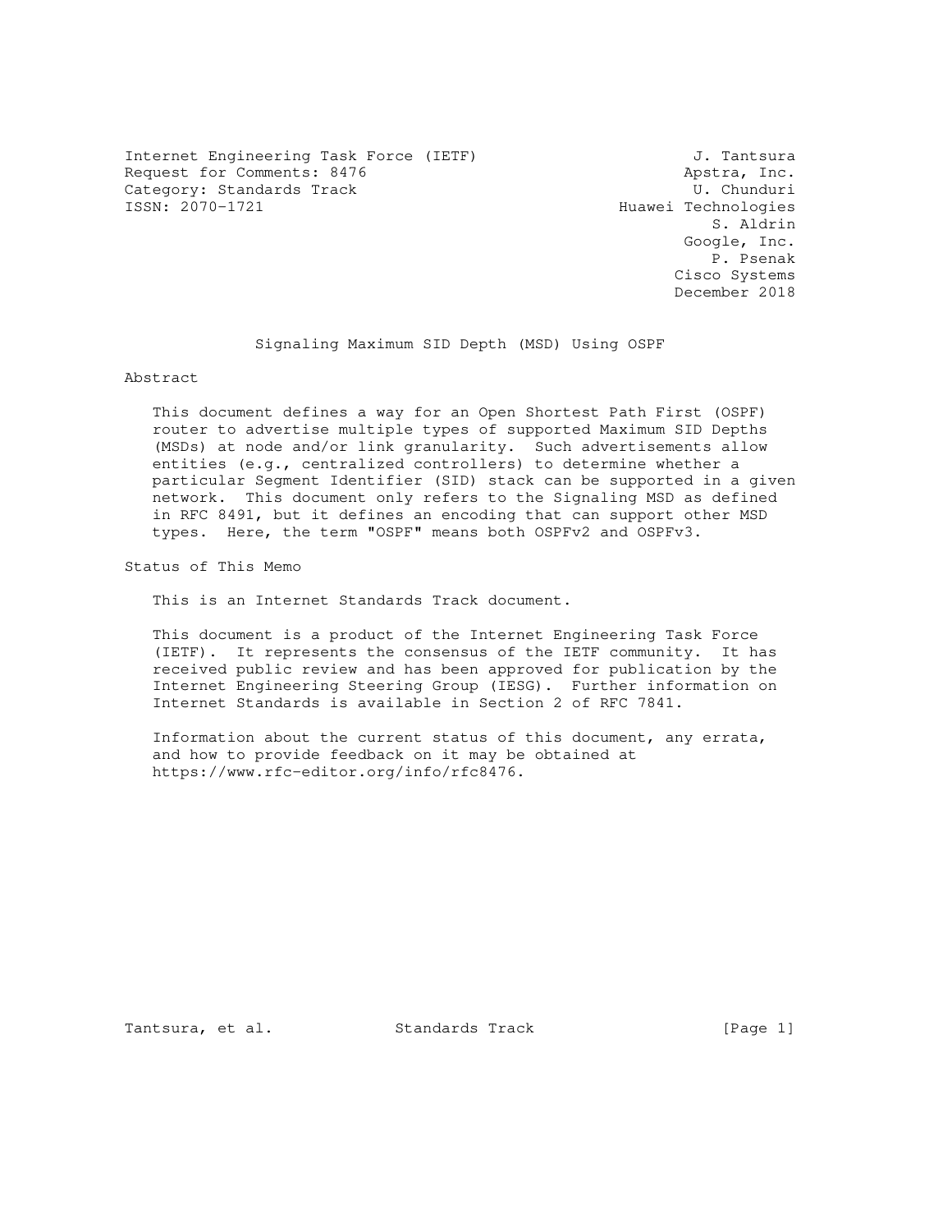Internet Engineering Task Force (IETF) J. Tantsura
Request for Comments: 8476 Apstra, Inc.
Category: Standards Track U. Chunduri
ISSN: 2070-1721 Huawei Technologies
S. Aldrin
Google, Inc.
P. Psenak
Cisco Systems
December 2018

# Signaling Maximum SID Depth (MSD) Using OSPF

## Abstract

This document defines a way for an Open Shortest Path First (OSPF) router to advertise multiple types of supported Maximum SID Depths (MSDs) at node and/or link granularity. Such advertisements allow entities (e.g., centralized controllers) to determine whether a particular Segment Identifier (SID) stack can be supported in a given network. This document only refers to the Signaling MSD as defined in RFC 8491, but it defines an encoding that can support other MSD types. Here, the term "OSPF" means both OSPFv2 and OSPFv3.

## Status of This Memo

This is an Internet Standards Track document.

This document is a product of the Internet Engineering Task Force (IETF). It represents the consensus of the IETF community. It has received public review and has been approved for publication by the Internet Engineering Steering Group (IESG). Further information on Internet Standards is available in Section 2 of RFC 7841.

Information about the current status of this document, any errata, and how to provide feedback on it may be obtained at https://www.rfc-editor.org/info/rfc8476.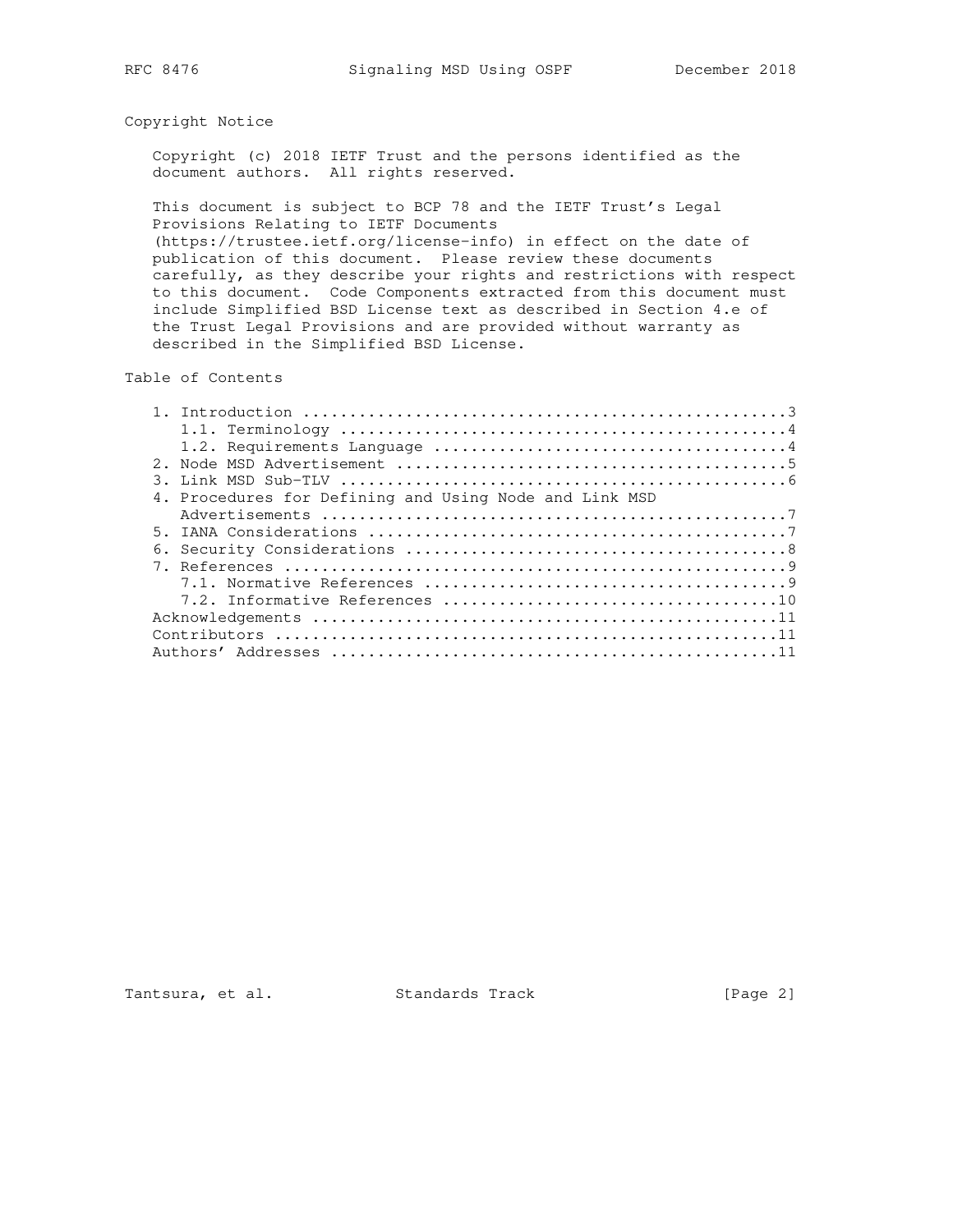## Copyright Notice

Copyright (c) 2018 IETF Trust and the persons identified as the document authors. All rights reserved.

This document is subject to BCP 78 and the IETF Trust's Legal Provisions Relating to IETF Documents (https://trustee.ietf.org/license-info) in effect on the date of publication of this document. Please review these documents carefully, as they describe your rights and restrictions with respect to this document. Code Components extracted from this document must include Simplified BSD License text as described in Section 4.e of the Trust Legal Provisions and are provided without warranty as described in the Simplified BSD License.

## Table of Contents

```
   1. Introduction ....................................................3
      1.1. Terminology ................................................4
      1.2. Requirements Language ......................................4
   2. Node MSD Advertisement ..........................................5
   3. Link MSD Sub-TLV ................................................6
   4. Procedures for Defining and Using Node and Link MSD
      Advertisements ..................................................7
   5. IANA Considerations .............................................7
   6. Security Considerations .........................................8
   7. References ......................................................9
      7.1. Normative References .......................................9
      7.2. Informative References ....................................10
   Acknowledgements ..................................................11
   Contributors ......................................................11
   Authors' Addresses ................................................11
```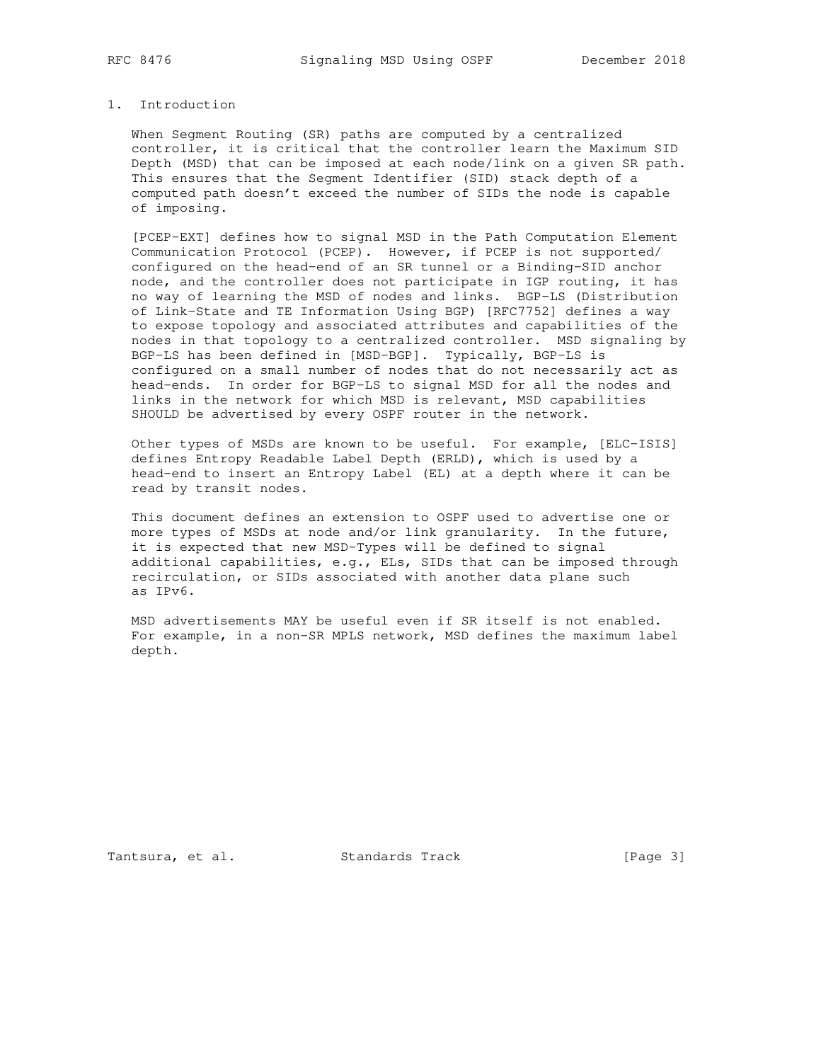## 1. Introduction

When Segment Routing (SR) paths are computed by a centralized controller, it is critical that the controller learn the Maximum SID Depth (MSD) that can be imposed at each node/link on a given SR path. This ensures that the Segment Identifier (SID) stack depth of a computed path doesn't exceed the number of SIDs the node is capable of imposing.

[PCEP-EXT] defines how to signal MSD in the Path Computation Element Communication Protocol (PCEP). However, if PCEP is not supported/ configured on the head-end of an SR tunnel or a Binding-SID anchor node, and the controller does not participate in IGP routing, it has no way of learning the MSD of nodes and links. BGP-LS (Distribution of Link-State and TE Information Using BGP) [RFC7752] defines a way to expose topology and associated attributes and capabilities of the nodes in that topology to a centralized controller. MSD signaling by BGP-LS has been defined in [MSD-BGP]. Typically, BGP-LS is configured on a small number of nodes that do not necessarily act as head-ends. In order for BGP-LS to signal MSD for all the nodes and links in the network for which MSD is relevant, MSD capabilities SHOULD be advertised by every OSPF router in the network.

Other types of MSDs are known to be useful. For example, [ELC-ISIS] defines Entropy Readable Label Depth (ERLD), which is used by a head-end to insert an Entropy Label (EL) at a depth where it can be read by transit nodes.

This document defines an extension to OSPF used to advertise one or more types of MSDs at node and/or link granularity. In the future, it is expected that new MSD-Types will be defined to signal additional capabilities, e.g., ELs, SIDs that can be imposed through recirculation, or SIDs associated with another data plane such as IPv6.

MSD advertisements MAY be useful even if SR itself is not enabled. For example, in a non-SR MPLS network, MSD defines the maximum label depth.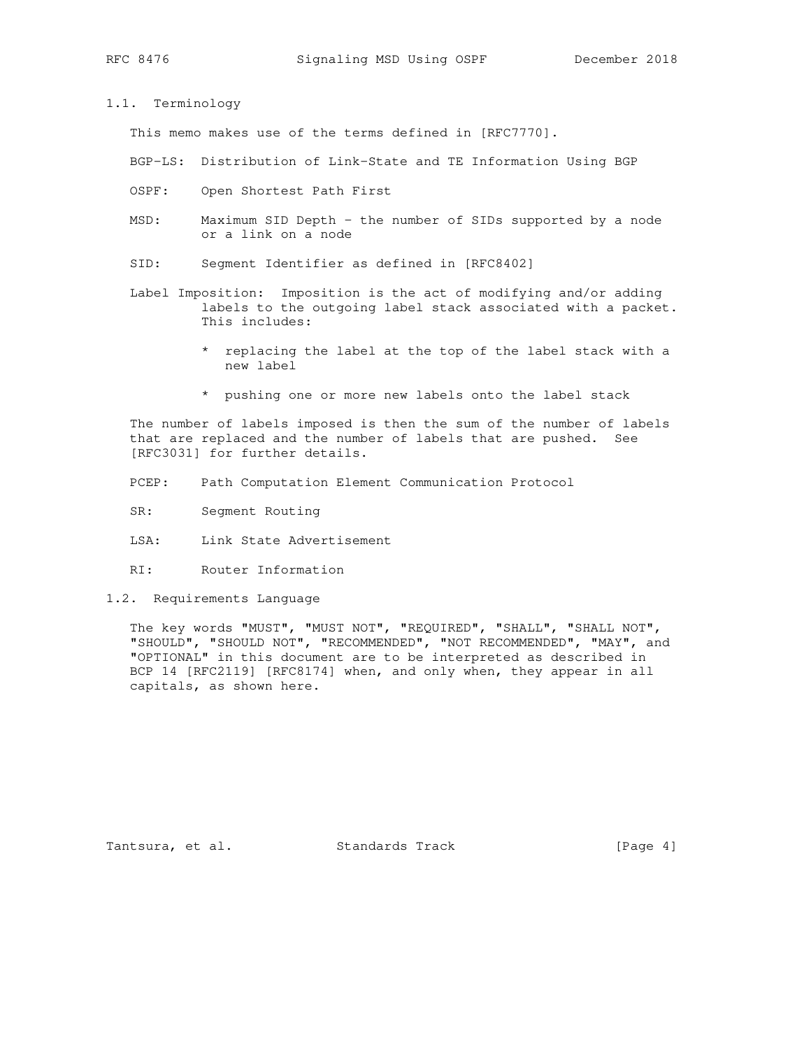### 1.1. Terminology

This memo makes use of the terms defined in [RFC7770].

BGP-LS: Distribution of Link-State and TE Information Using BGP

OSPF: Open Shortest Path First

MSD: Maximum SID Depth - the number of SIDs supported by a node or a link on a node

SID: Segment Identifier as defined in [RFC8402]

Label Imposition: Imposition is the act of modifying and/or adding labels to the outgoing label stack associated with a packet. This includes:

* replacing the label at the top of the label stack with a new label
* pushing one or more new labels onto the label stack

The number of labels imposed is then the sum of the number of labels that are replaced and the number of labels that are pushed. See [RFC3031] for further details.

PCEP: Path Computation Element Communication Protocol

SR: Segment Routing

LSA: Link State Advertisement

RI: Router Information

### 1.2. Requirements Language

The key words "MUST", "MUST NOT", "REQUIRED", "SHALL", "SHALL NOT", "SHOULD", "SHOULD NOT", "RECOMMENDED", "NOT RECOMMENDED", "MAY", and "OPTIONAL" in this document are to be interpreted as described in BCP 14 [RFC2119] [RFC8174] when, and only when, they appear in all capitals, as shown here.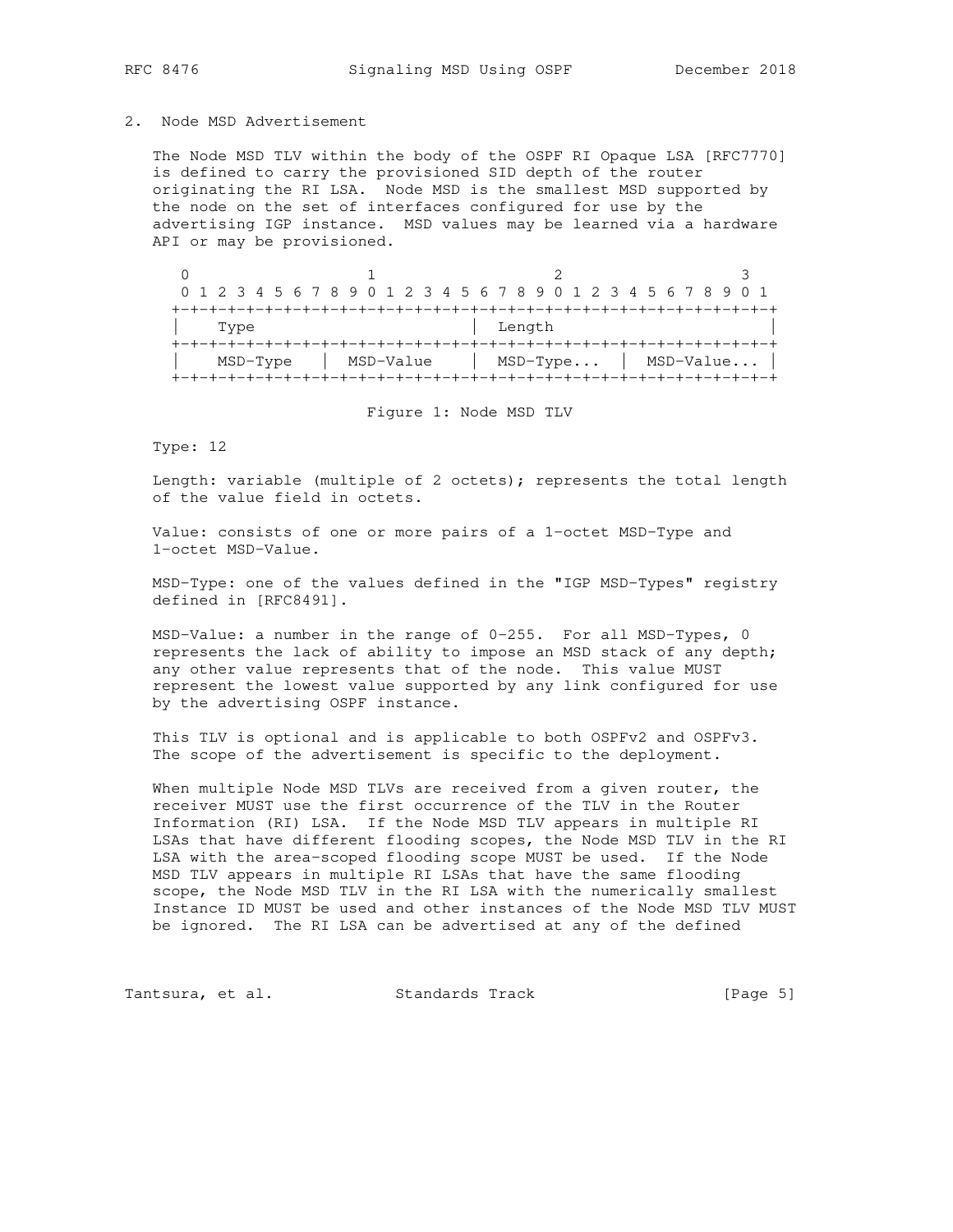## 2. Node MSD Advertisement

The Node MSD TLV within the body of the OSPF RI Opaque LSA [RFC7770] is defined to carry the provisioned SID depth of the router originating the RI LSA. Node MSD is the smallest MSD supported by the node on the set of interfaces configured for use by the advertising IGP instance. MSD values may be learned via a hardware API or may be provisioned.

```
 0                   1                   2                   3
 0 1 2 3 4 5 6 7 8 9 0 1 2 3 4 5 6 7 8 9 0 1 2 3 4 5 6 7 8 9 0 1
+-+-+-+-+-+-+-+-+-+-+-+-+-+-+-+-+-+-+-+-+-+-+-+-+-+-+-+-+-+-+-+-+
|    Type                       | Length                        |
+-+-+-+-+-+-+-+-+-+-+-+-+-+-+-+-+-+-+-+-+-+-+-+-+-+-+-+-+-+-+-+-+
|    MSD-Type   | MSD-Value     | MSD-Type...   | MSD-Value...  |
+-+-+-+-+-+-+-+-+-+-+-+-+-+-+-+-+-+-+-+-+-+-+-+-+-+-+-+-+-+-+-+-+
```

Figure 1: Node MSD TLV

Type: 12

Length: variable (multiple of 2 octets); represents the total length of the value field in octets.

Value: consists of one or more pairs of a 1-octet MSD-Type and 1-octet MSD-Value.

MSD-Type: one of the values defined in the "IGP MSD-Types" registry defined in [RFC8491].

MSD-Value: a number in the range of 0-255. For all MSD-Types, 0 represents the lack of ability to impose an MSD stack of any depth; any other value represents that of the node. This value MUST represent the lowest value supported by any link configured for use by the advertising OSPF instance.

This TLV is optional and is applicable to both OSPFv2 and OSPFv3. The scope of the advertisement is specific to the deployment.

When multiple Node MSD TLVs are received from a given router, the receiver MUST use the first occurrence of the TLV in the Router Information (RI) LSA. If the Node MSD TLV appears in multiple RI LSAs that have different flooding scopes, the Node MSD TLV in the RI LSA with the area-scoped flooding scope MUST be used. If the Node MSD TLV appears in multiple RI LSAs that have the same flooding scope, the Node MSD TLV in the RI LSA with the numerically smallest Instance ID MUST be used and other instances of the Node MSD TLV MUST be ignored. The RI LSA can be advertised at any of the defined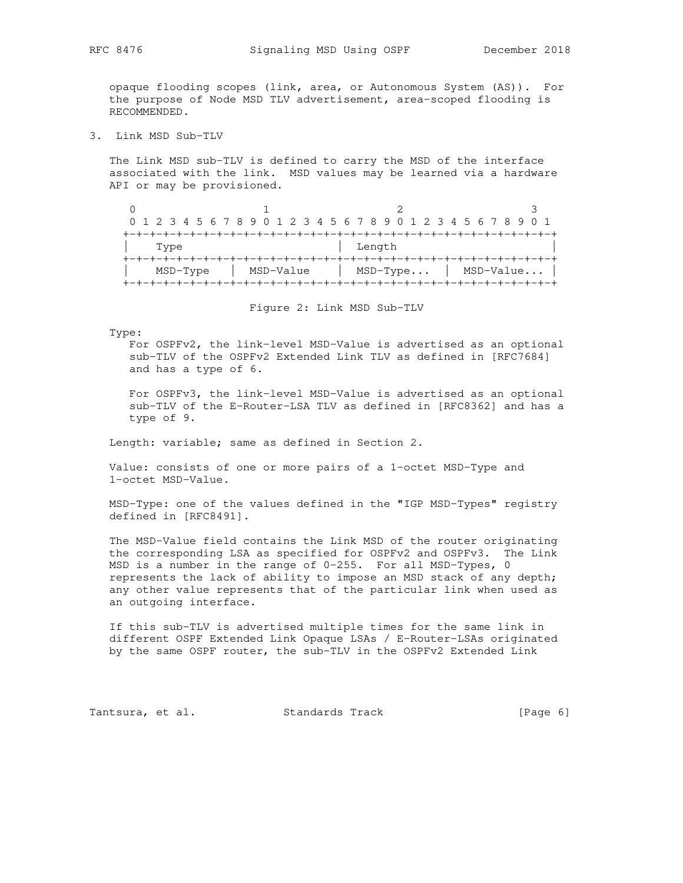opaque flooding scopes (link, area, or Autonomous System (AS)). For the purpose of Node MSD TLV advertisement, area-scoped flooding is RECOMMENDED.

## 3. Link MSD Sub-TLV

The Link MSD sub-TLV is defined to carry the MSD of the interface associated with the link. MSD values may be learned via a hardware API or may be provisioned.

```
 0                   1                   2                   3
 0 1 2 3 4 5 6 7 8 9 0 1 2 3 4 5 6 7 8 9 0 1 2 3 4 5 6 7 8 9 0 1
+-+-+-+-+-+-+-+-+-+-+-+-+-+-+-+-+-+-+-+-+-+-+-+-+-+-+-+-+-+-+-+-+
|    Type                       | Length                        |
+-+-+-+-+-+-+-+-+-+-+-+-+-+-+-+-+-+-+-+-+-+-+-+-+-+-+-+-+-+-+-+-+
|   MSD-Type    | MSD-Value     | MSD-Type...   | MSD-Value...  |
+-+-+-+-+-+-+-+-+-+-+-+-+-+-+-+-+-+-+-+-+-+-+-+-+-+-+-+-+-+-+-+-+
```

Figure 2: Link MSD Sub-TLV

Type:
For OSPFv2, the link-level MSD-Value is advertised as an optional sub-TLV of the OSPFv2 Extended Link TLV as defined in [RFC7684] and has a type of 6.

For OSPFv3, the link-level MSD-Value is advertised as an optional sub-TLV of the E-Router-LSA TLV as defined in [RFC8362] and has a type of 9.

Length: variable; same as defined in Section 2.

Value: consists of one or more pairs of a 1-octet MSD-Type and 1-octet MSD-Value.

MSD-Type: one of the values defined in the "IGP MSD-Types" registry defined in [RFC8491].

The MSD-Value field contains the Link MSD of the router originating the corresponding LSA as specified for OSPFv2 and OSPFv3. The Link MSD is a number in the range of 0-255. For all MSD-Types, 0 represents the lack of ability to impose an MSD stack of any depth; any other value represents that of the particular link when used as an outgoing interface.

If this sub-TLV is advertised multiple times for the same link in different OSPF Extended Link Opaque LSAs / E-Router-LSAs originated by the same OSPF router, the sub-TLV in the OSPFv2 Extended Link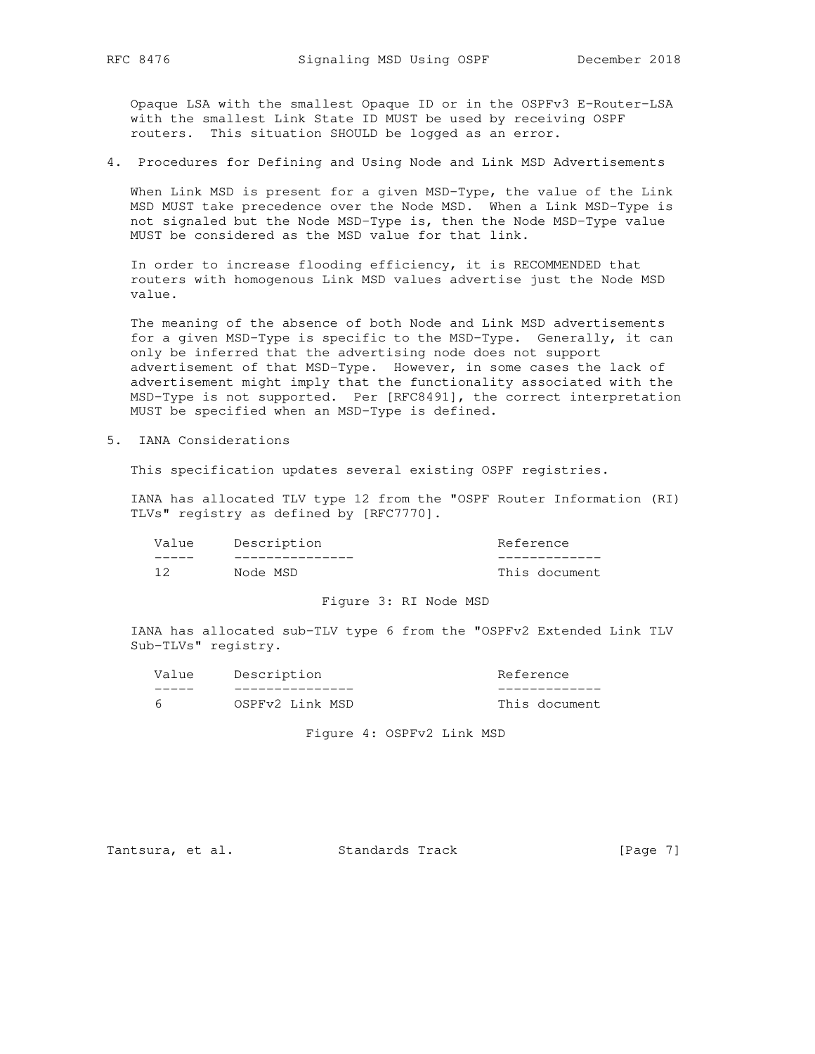Opaque LSA with the smallest Opaque ID or in the OSPFv3 E-Router-LSA with the smallest Link State ID MUST be used by receiving OSPF routers. This situation SHOULD be logged as an error.

## 4. Procedures for Defining and Using Node and Link MSD Advertisements

When Link MSD is present for a given MSD-Type, the value of the Link MSD MUST take precedence over the Node MSD. When a Link MSD-Type is not signaled but the Node MSD-Type is, then the Node MSD-Type value MUST be considered as the MSD value for that link.

In order to increase flooding efficiency, it is RECOMMENDED that routers with homogenous Link MSD values advertise just the Node MSD value.

The meaning of the absence of both Node and Link MSD advertisements for a given MSD-Type is specific to the MSD-Type. Generally, it can only be inferred that the advertising node does not support advertisement of that MSD-Type. However, in some cases the lack of advertisement might imply that the functionality associated with the MSD-Type is not supported. Per [RFC8491], the correct interpretation MUST be specified when an MSD-Type is defined.

## 5. IANA Considerations

This specification updates several existing OSPF registries.

IANA has allocated TLV type 12 from the "OSPF Router Information (RI) TLVs" registry as defined by [RFC7770].

| Value | Description | Reference |
|---|---|---|
| 12 | Node MSD | This document |

Figure 3: RI Node MSD

IANA has allocated sub-TLV type 6 from the "OSPFv2 Extended Link TLV Sub-TLVs" registry.

| Value | Description | Reference |
|---|---|---|
| 6 | OSPFv2 Link MSD | This document |

Figure 4: OSPFv2 Link MSD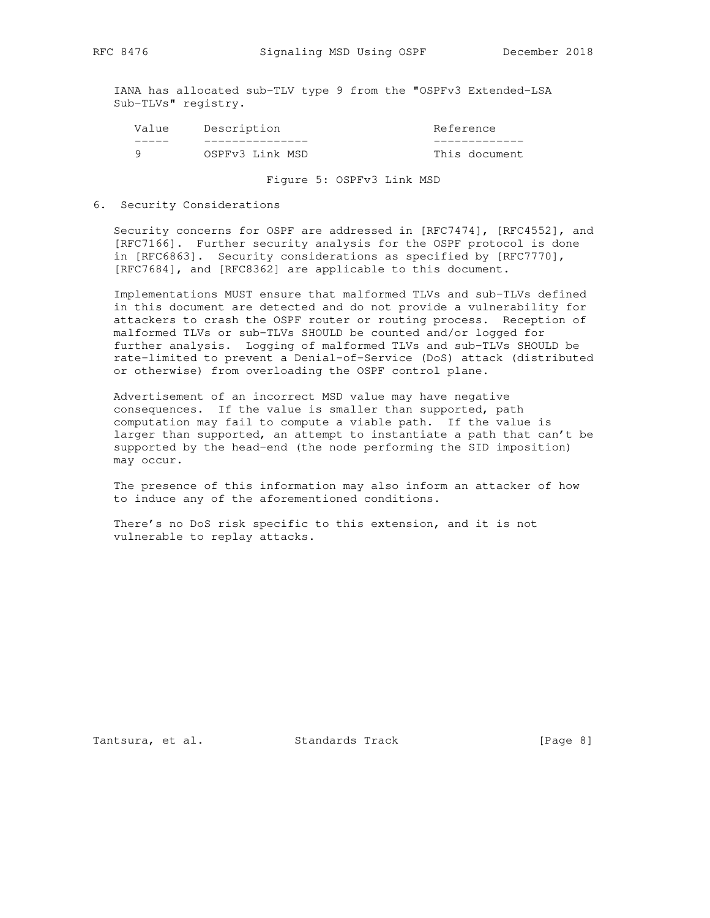IANA has allocated sub-TLV type 9 from the "OSPFv3 Extended-LSA Sub-TLVs" registry.

| Value | Description | Reference |
| --- | --- | --- |
| 9 | OSPFv3 Link MSD | This document |

Figure 5: OSPFv3 Link MSD

## 6. Security Considerations

Security concerns for OSPF are addressed in [RFC7474], [RFC4552], and [RFC7166]. Further security analysis for the OSPF protocol is done in [RFC6863]. Security considerations as specified by [RFC7770], [RFC7684], and [RFC8362] are applicable to this document.

Implementations MUST ensure that malformed TLVs and sub-TLVs defined in this document are detected and do not provide a vulnerability for attackers to crash the OSPF router or routing process. Reception of malformed TLVs or sub-TLVs SHOULD be counted and/or logged for further analysis. Logging of malformed TLVs and sub-TLVs SHOULD be rate-limited to prevent a Denial-of-Service (DoS) attack (distributed or otherwise) from overloading the OSPF control plane.

Advertisement of an incorrect MSD value may have negative consequences. If the value is smaller than supported, path computation may fail to compute a viable path. If the value is larger than supported, an attempt to instantiate a path that can't be supported by the head-end (the node performing the SID imposition) may occur.

The presence of this information may also inform an attacker of how to induce any of the aforementioned conditions.

There's no DoS risk specific to this extension, and it is not vulnerable to replay attacks.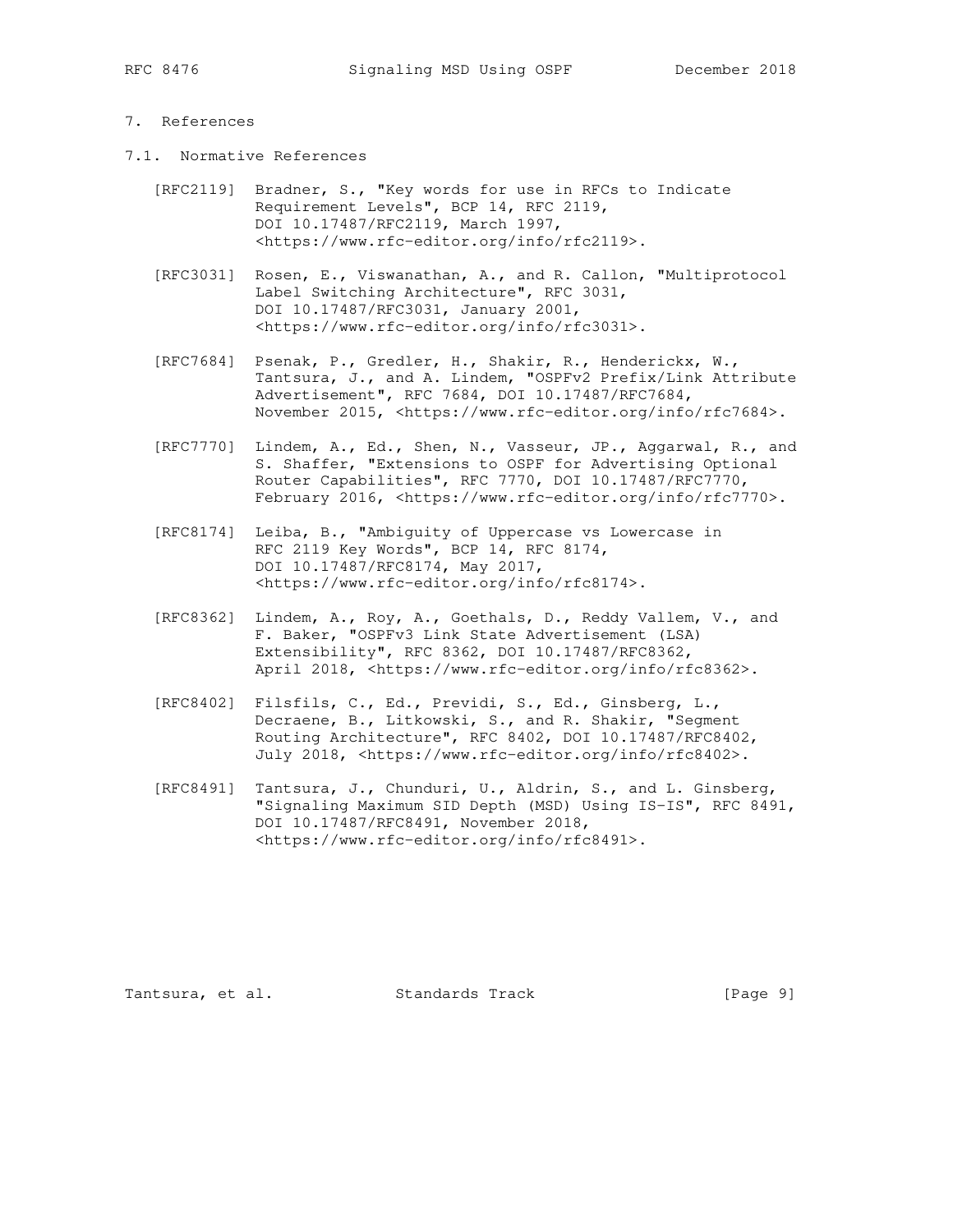# 7. References

## 7.1. Normative References

[RFC2119] Bradner, S., "Key words for use in RFCs to Indicate Requirement Levels", BCP 14, RFC 2119, DOI 10.17487/RFC2119, March 1997, <https://www.rfc-editor.org/info/rfc2119>.

[RFC3031] Rosen, E., Viswanathan, A., and R. Callon, "Multiprotocol Label Switching Architecture", RFC 3031, DOI 10.17487/RFC3031, January 2001, <https://www.rfc-editor.org/info/rfc3031>.

[RFC7684] Psenak, P., Gredler, H., Shakir, R., Henderickx, W., Tantsura, J., and A. Lindem, "OSPFv2 Prefix/Link Attribute Advertisement", RFC 7684, DOI 10.17487/RFC7684, November 2015, <https://www.rfc-editor.org/info/rfc7684>.

[RFC7770] Lindem, A., Ed., Shen, N., Vasseur, JP., Aggarwal, R., and S. Shaffer, "Extensions to OSPF for Advertising Optional Router Capabilities", RFC 7770, DOI 10.17487/RFC7770, February 2016, <https://www.rfc-editor.org/info/rfc7770>.

[RFC8174] Leiba, B., "Ambiguity of Uppercase vs Lowercase in RFC 2119 Key Words", BCP 14, RFC 8174, DOI 10.17487/RFC8174, May 2017, <https://www.rfc-editor.org/info/rfc8174>.

[RFC8362] Lindem, A., Roy, A., Goethals, D., Reddy Vallem, V., and F. Baker, "OSPFv3 Link State Advertisement (LSA) Extensibility", RFC 8362, DOI 10.17487/RFC8362, April 2018, <https://www.rfc-editor.org/info/rfc8362>.

[RFC8402] Filsfils, C., Ed., Previdi, S., Ed., Ginsberg, L., Decraene, B., Litkowski, S., and R. Shakir, "Segment Routing Architecture", RFC 8402, DOI 10.17487/RFC8402, July 2018, <https://www.rfc-editor.org/info/rfc8402>.

[RFC8491] Tantsura, J., Chunduri, U., Aldrin, S., and L. Ginsberg, "Signaling Maximum SID Depth (MSD) Using IS-IS", RFC 8491, DOI 10.17487/RFC8491, November 2018, <https://www.rfc-editor.org/info/rfc8491>.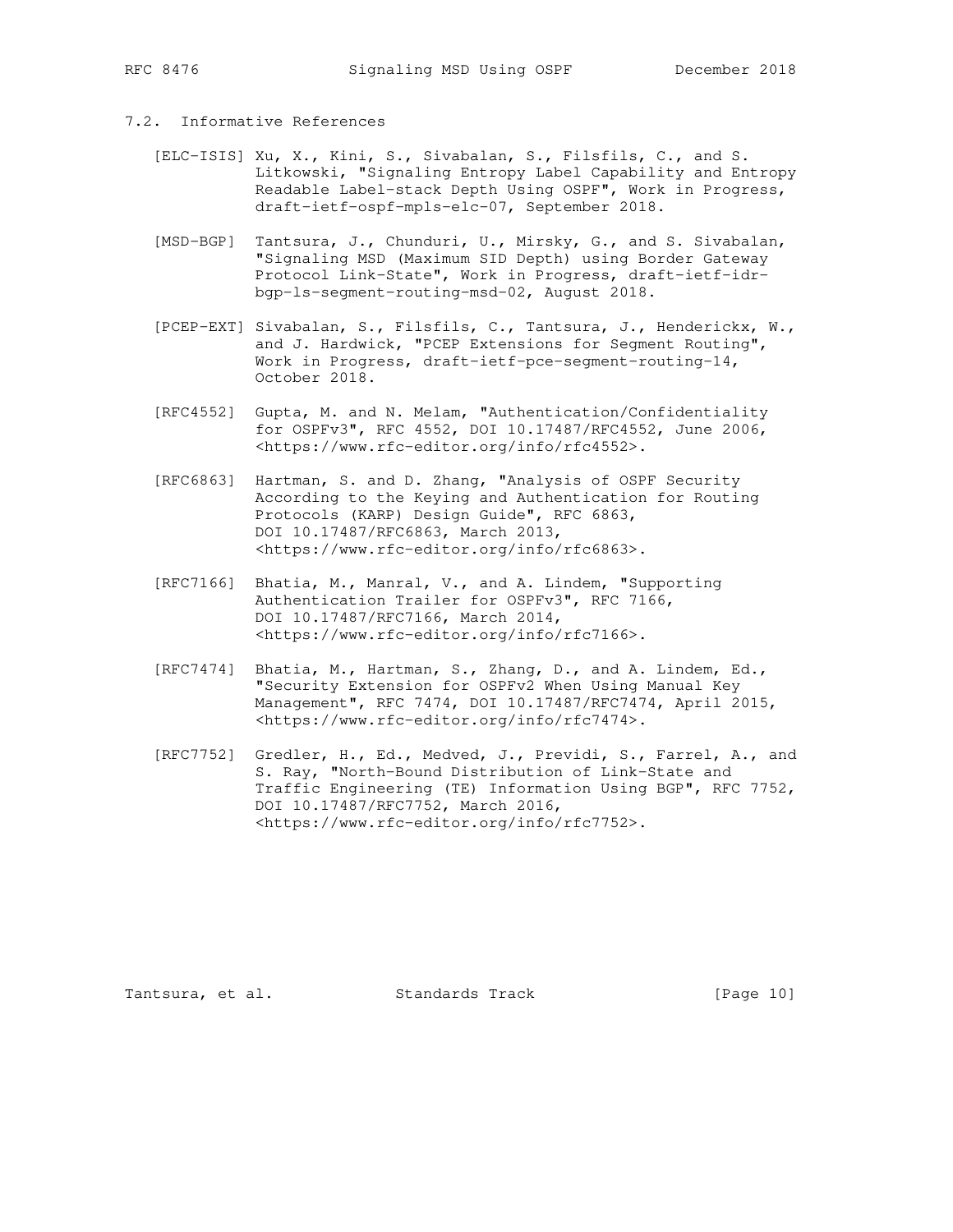### 7.2. Informative References

[ELC-ISIS] Xu, X., Kini, S., Sivabalan, S., Filsfils, C., and S. Litkowski, "Signaling Entropy Label Capability and Entropy Readable Label-stack Depth Using OSPF", Work in Progress, draft-ietf-ospf-mpls-elc-07, September 2018.

[MSD-BGP] Tantsura, J., Chunduri, U., Mirsky, G., and S. Sivabalan, "Signaling MSD (Maximum SID Depth) using Border Gateway Protocol Link-State", Work in Progress, draft-ietf-idr-bgp-ls-segment-routing-msd-02, August 2018.

[PCEP-EXT] Sivabalan, S., Filsfils, C., Tantsura, J., Henderickx, W., and J. Hardwick, "PCEP Extensions for Segment Routing", Work in Progress, draft-ietf-pce-segment-routing-14, October 2018.

[RFC4552] Gupta, M. and N. Melam, "Authentication/Confidentiality for OSPFv3", RFC 4552, DOI 10.17487/RFC4552, June 2006, <https://www.rfc-editor.org/info/rfc4552>.

[RFC6863] Hartman, S. and D. Zhang, "Analysis of OSPF Security According to the Keying and Authentication for Routing Protocols (KARP) Design Guide", RFC 6863, DOI 10.17487/RFC6863, March 2013, <https://www.rfc-editor.org/info/rfc6863>.

[RFC7166] Bhatia, M., Manral, V., and A. Lindem, "Supporting Authentication Trailer for OSPFv3", RFC 7166, DOI 10.17487/RFC7166, March 2014, <https://www.rfc-editor.org/info/rfc7166>.

[RFC7474] Bhatia, M., Hartman, S., Zhang, D., and A. Lindem, Ed., "Security Extension for OSPFv2 When Using Manual Key Management", RFC 7474, DOI 10.17487/RFC7474, April 2015, <https://www.rfc-editor.org/info/rfc7474>.

[RFC7752] Gredler, H., Ed., Medved, J., Previdi, S., Farrel, A., and S. Ray, "North-Bound Distribution of Link-State and Traffic Engineering (TE) Information Using BGP", RFC 7752, DOI 10.17487/RFC7752, March 2016, <https://www.rfc-editor.org/info/rfc7752>.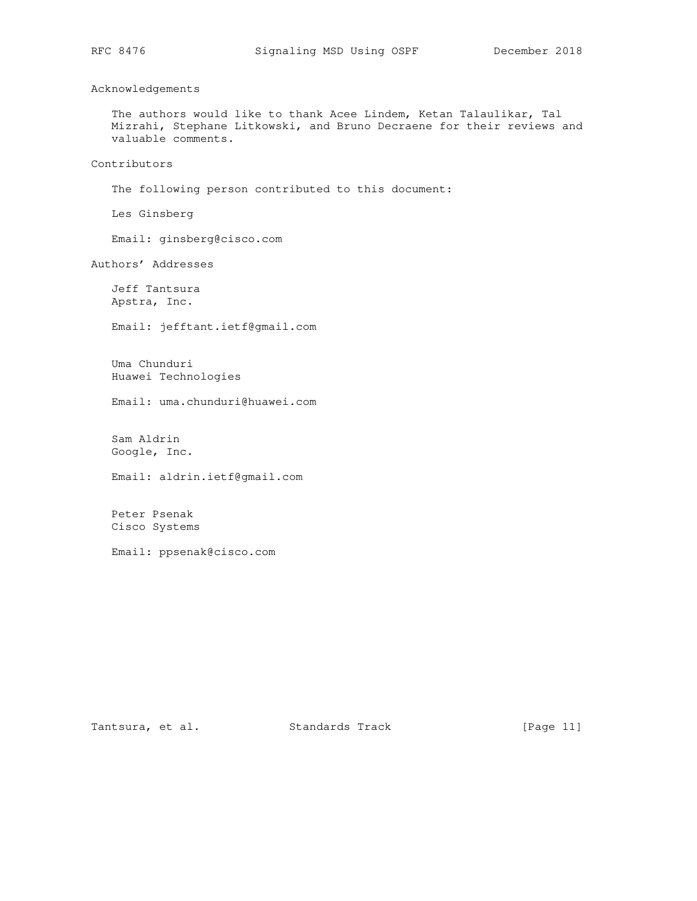## Acknowledgements

The authors would like to thank Acee Lindem, Ketan Talaulikar, Tal Mizrahi, Stephane Litkowski, and Bruno Decraene for their reviews and valuable comments.

## Contributors

The following person contributed to this document:

Les Ginsberg

Email: ginsberg@cisco.com

## Authors' Addresses

Jeff Tantsura
Apstra, Inc.

Email: jefftant.ietf@gmail.com

Uma Chunduri
Huawei Technologies

Email: uma.chunduri@huawei.com

Sam Aldrin
Google, Inc.

Email: aldrin.ietf@gmail.com

Peter Psenak
Cisco Systems

Email: ppsenak@cisco.com